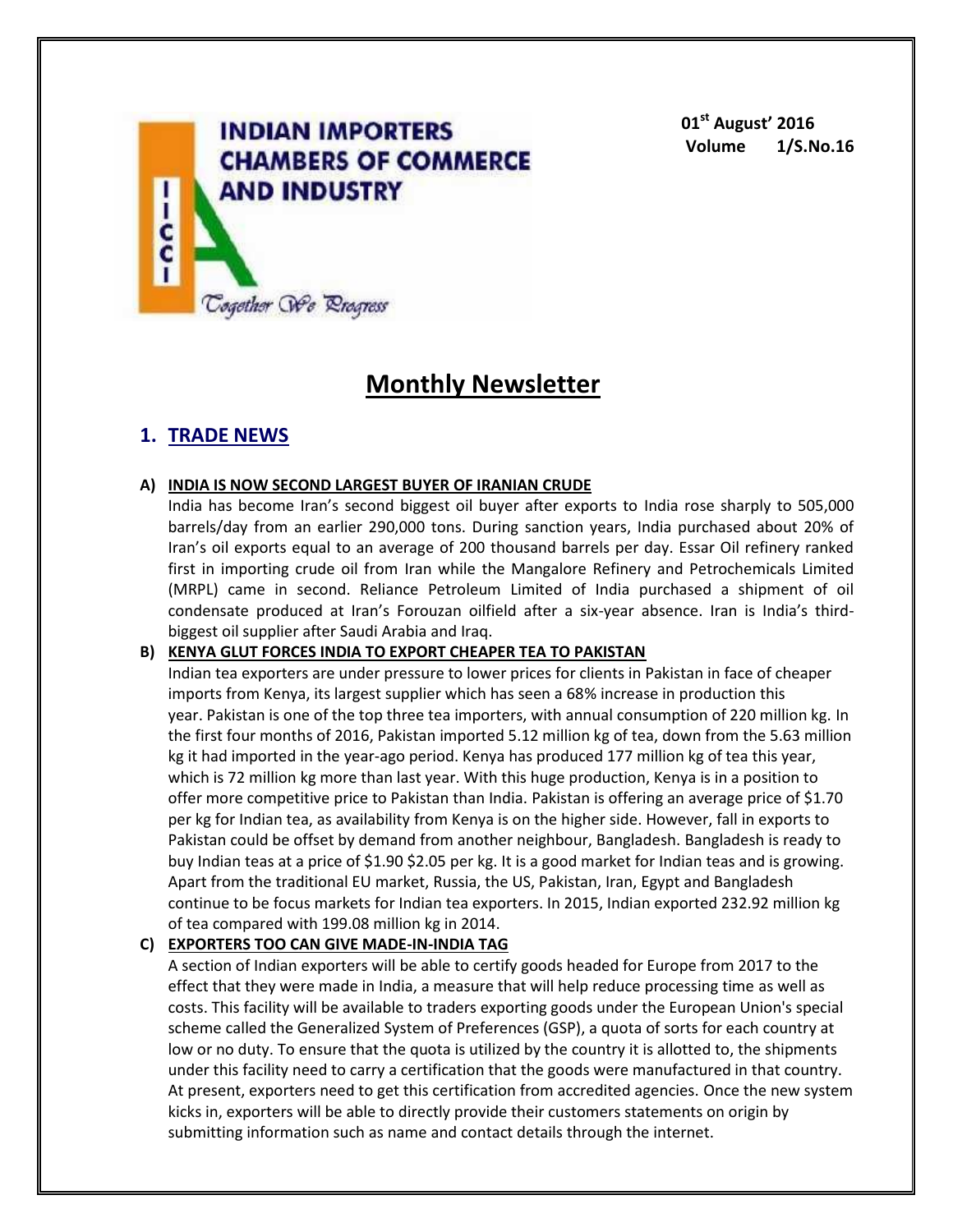# INDIAN IMPORTERS CHAMBERS OF COMMERCE AND INDUSTRY

IICCI

*Together We Progress*

**01st August' 2016**
**Volume 1/S.No.16**

# Monthly Newsletter

## 1. TRADE NEWS

### A) INDIA IS NOW SECOND LARGEST BUYER OF IRANIAN CRUDE

India has become Iran's second biggest oil buyer after exports to India rose sharply to 505,000 barrels/day from an earlier 290,000 tons. During sanction years, India purchased about 20% of Iran's oil exports equal to an average of 200 thousand barrels per day. Essar Oil refinery ranked first in importing crude oil from Iran while the Mangalore Refinery and Petrochemicals Limited (MRPL) came in second. Reliance Petroleum Limited of India purchased a shipment of oil condensate produced at Iran's Forouzan oilfield after a six-year absence. Iran is India's third-biggest oil supplier after Saudi Arabia and Iraq.

### B) KENYA GLUT FORCES INDIA TO EXPORT CHEAPER TEA TO PAKISTAN

Indian tea exporters are under pressure to lower prices for clients in Pakistan in face of cheaper imports from Kenya, its largest supplier which has seen a 68% increase in production this year. Pakistan is one of the top three tea importers, with annual consumption of 220 million kg. In the first four months of 2016, Pakistan imported 5.12 million kg of tea, down from the 5.63 million kg it had imported in the year-ago period. Kenya has produced 177 million kg of tea this year, which is 72 million kg more than last year. With this huge production, Kenya is in a position to offer more competitive price to Pakistan than India. Pakistan is offering an average price of $1.70 per kg for Indian tea, as availability from Kenya is on the higher side. However, fall in exports to Pakistan could be offset by demand from another neighbour, Bangladesh. Bangladesh is ready to buy Indian teas at a price of $1.90 $2.05 per kg. It is a good market for Indian teas and is growing. Apart from the traditional EU market, Russia, the US, Pakistan, Iran, Egypt and Bangladesh continue to be focus markets for Indian tea exporters. In 2015, Indian exported 232.92 million kg of tea compared with 199.08 million kg in 2014.

### C) EXPORTERS TOO CAN GIVE MADE-IN-INDIA TAG

A section of Indian exporters will be able to certify goods headed for Europe from 2017 to the effect that they were made in India, a measure that will help reduce processing time as well as costs. This facility will be available to traders exporting goods under the European Union's special scheme called the Generalized System of Preferences (GSP), a quota of sorts for each country at low or no duty. To ensure that the quota is utilized by the country it is allotted to, the shipments under this facility need to carry a certification that the goods were manufactured in that country. At present, exporters need to get this certification from accredited agencies. Once the new system kicks in, exporters will be able to directly provide their customers statements on origin by submitting information such as name and contact details through the internet.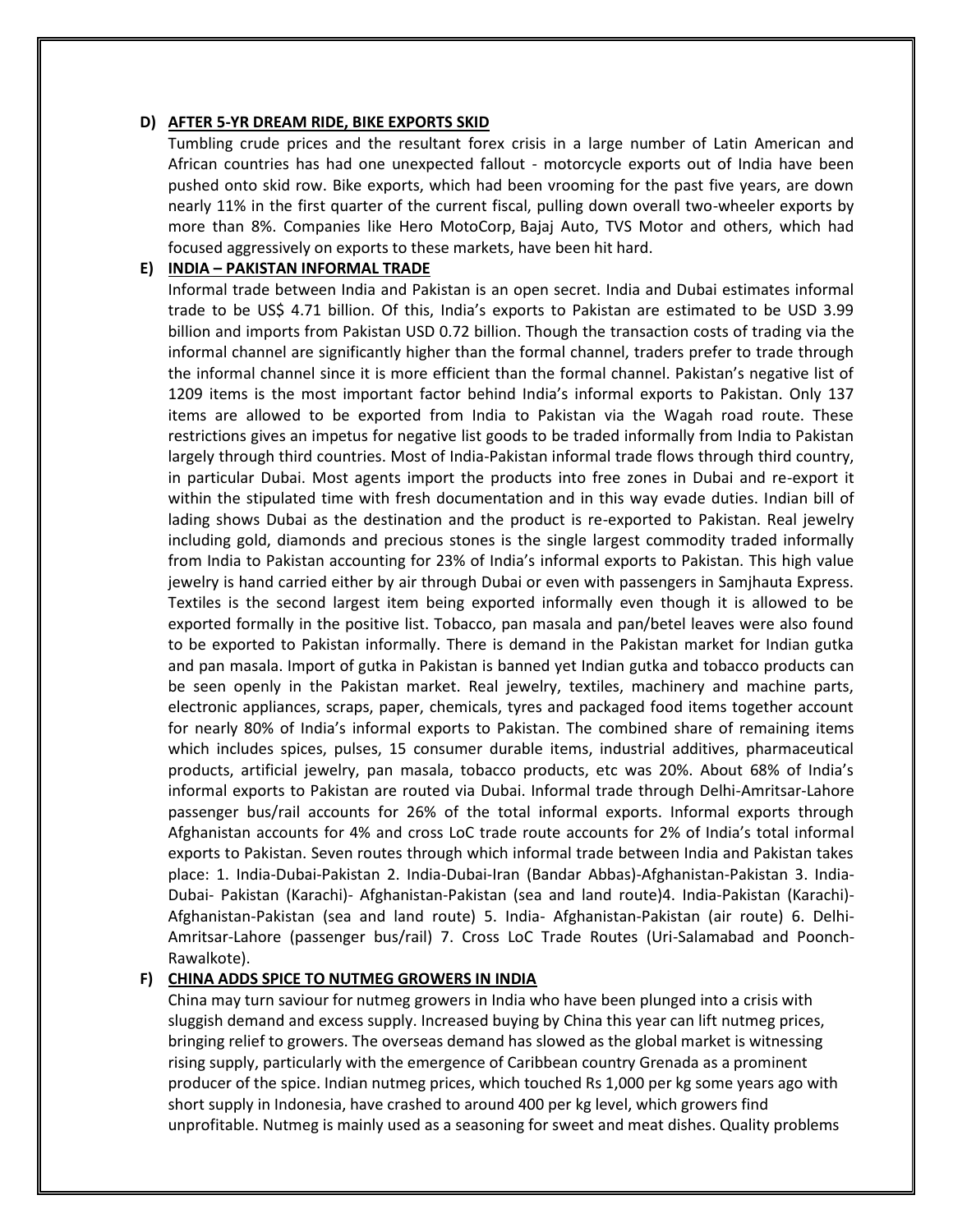**D) AFTER 5-YR DREAM RIDE, BIKE EXPORTS SKID**

Tumbling crude prices and the resultant forex crisis in a large number of Latin American and African countries has had one unexpected fallout - motorcycle exports out of India have been pushed onto skid row. Bike exports, which had been vrooming for the past five years, are down nearly 11% in the first quarter of the current fiscal, pulling down overall two-wheeler exports by more than 8%. Companies like Hero MotoCorp, Bajaj Auto, TVS Motor and others, which had focused aggressively on exports to these markets, have been hit hard.

**E) INDIA – PAKISTAN INFORMAL TRADE**

Informal trade between India and Pakistan is an open secret. India and Dubai estimates informal trade to be US$ 4.71 billion. Of this, India's exports to Pakistan are estimated to be USD 3.99 billion and imports from Pakistan USD 0.72 billion. Though the transaction costs of trading via the informal channel are significantly higher than the formal channel, traders prefer to trade through the informal channel since it is more efficient than the formal channel. Pakistan's negative list of 1209 items is the most important factor behind India's informal exports to Pakistan. Only 137 items are allowed to be exported from India to Pakistan via the Wagah road route. These restrictions gives an impetus for negative list goods to be traded informally from India to Pakistan largely through third countries. Most of India-Pakistan informal trade flows through third country, in particular Dubai. Most agents import the products into free zones in Dubai and re-export it within the stipulated time with fresh documentation and in this way evade duties. Indian bill of lading shows Dubai as the destination and the product is re-exported to Pakistan. Real jewelry including gold, diamonds and precious stones is the single largest commodity traded informally from India to Pakistan accounting for 23% of India's informal exports to Pakistan. This high value jewelry is hand carried either by air through Dubai or even with passengers in Samjhauta Express. Textiles is the second largest item being exported informally even though it is allowed to be exported formally in the positive list. Tobacco, pan masala and pan/betel leaves were also found to be exported to Pakistan informally. There is demand in the Pakistan market for Indian gutka and pan masala. Import of gutka in Pakistan is banned yet Indian gutka and tobacco products can be seen openly in the Pakistan market. Real jewelry, textiles, machinery and machine parts, electronic appliances, scraps, paper, chemicals, tyres and packaged food items together account for nearly 80% of India's informal exports to Pakistan. The combined share of remaining items which includes spices, pulses, 15 consumer durable items, industrial additives, pharmaceutical products, artificial jewelry, pan masala, tobacco products, etc was 20%. About 68% of India's informal exports to Pakistan are routed via Dubai. Informal trade through Delhi-Amritsar-Lahore passenger bus/rail accounts for 26% of the total informal exports. Informal exports through Afghanistan accounts for 4% and cross LoC trade route accounts for 2% of India's total informal exports to Pakistan. Seven routes through which informal trade between India and Pakistan takes place: 1. India-Dubai-Pakistan 2. India-Dubai-Iran (Bandar Abbas)-Afghanistan-Pakistan 3. India-Dubai- Pakistan (Karachi)- Afghanistan-Pakistan (sea and land route)4. India-Pakistan (Karachi)-Afghanistan-Pakistan (sea and land route) 5. India- Afghanistan-Pakistan (air route) 6. Delhi-Amritsar-Lahore (passenger bus/rail) 7. Cross LoC Trade Routes (Uri-Salamabad and Poonch-Rawalkote).

**F) CHINA ADDS SPICE TO NUTMEG GROWERS IN INDIA**

China may turn saviour for nutmeg growers in India who have been plunged into a crisis with sluggish demand and excess supply. Increased buying by China this year can lift nutmeg prices, bringing relief to growers. The overseas demand has slowed as the global market is witnessing rising supply, particularly with the emergence of Caribbean country Grenada as a prominent producer of the spice. Indian nutmeg prices, which touched Rs 1,000 per kg some years ago with short supply in Indonesia, have crashed to around 400 per kg level, which growers find unprofitable. Nutmeg is mainly used as a seasoning for sweet and meat dishes. Quality problems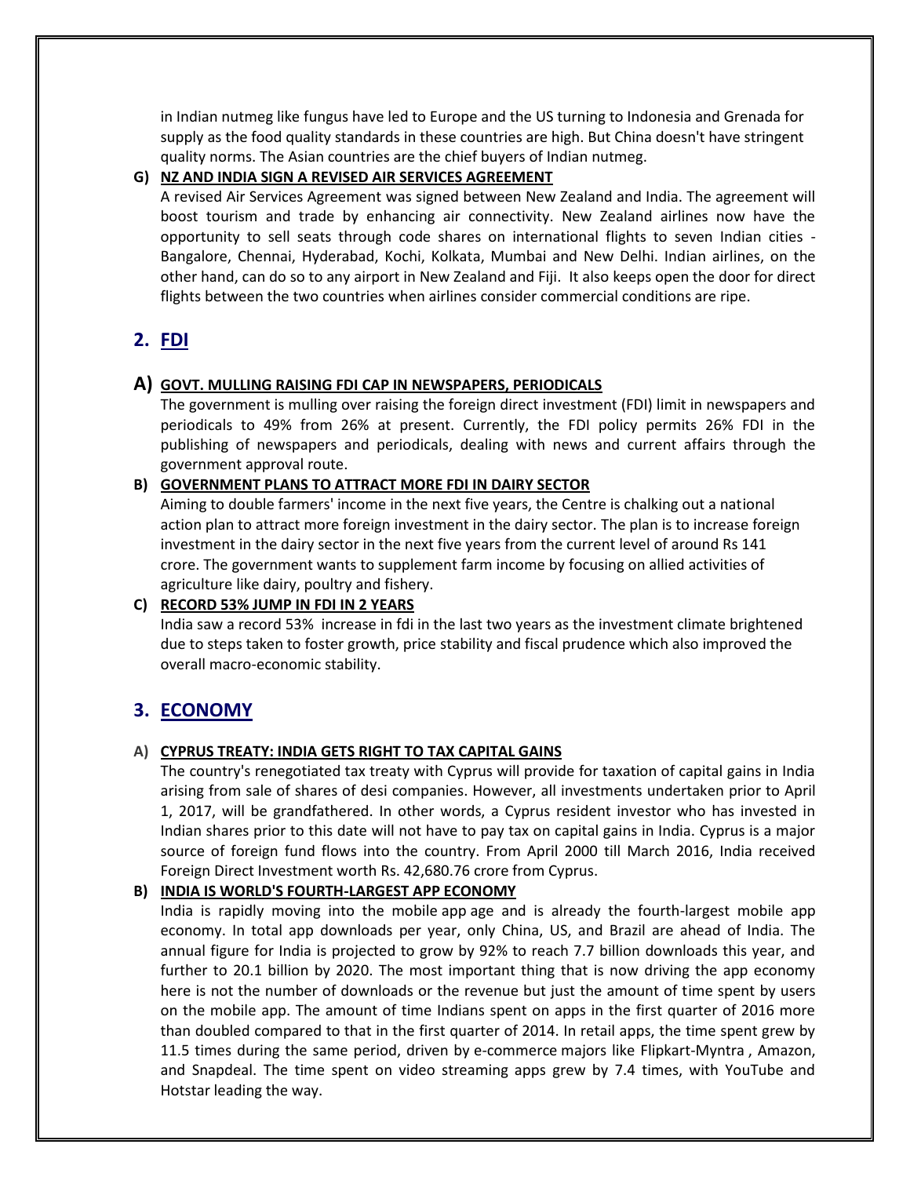in Indian nutmeg like fungus have led to Europe and the US turning to Indonesia and Grenada for supply as the food quality standards in these countries are high. But China doesn't have stringent quality norms. The Asian countries are the chief buyers of Indian nutmeg.

**G) NZ AND INDIA SIGN A REVISED AIR SERVICES AGREEMENT**

A revised Air Services Agreement was signed between New Zealand and India. The agreement will boost tourism and trade by enhancing air connectivity. New Zealand airlines now have the opportunity to sell seats through code shares on international flights to seven Indian cities - Bangalore, Chennai, Hyderabad, Kochi, Kolkata, Mumbai and New Delhi. Indian airlines, on the other hand, can do so to any airport in New Zealand and Fiji. It also keeps open the door for direct flights between the two countries when airlines consider commercial conditions are ripe.

## 2. FDI

### A) GOVT. MULLING RAISING FDI CAP IN NEWSPAPERS, PERIODICALS

The government is mulling over raising the foreign direct investment (FDI) limit in newspapers and periodicals to 49% from 26% at present. Currently, the FDI policy permits 26% FDI in the publishing of newspapers and periodicals, dealing with news and current affairs through the government approval route.

**B) GOVERNMENT PLANS TO ATTRACT MORE FDI IN DAIRY SECTOR**

Aiming to double farmers' income in the next five years, the Centre is chalking out a national action plan to attract more foreign investment in the dairy sector. The plan is to increase foreign investment in the dairy sector in the next five years from the current level of around Rs 141 crore. The government wants to supplement farm income by focusing on allied activities of agriculture like dairy, poultry and fishery.

**C) RECORD 53% JUMP IN FDI IN 2 YEARS**

India saw a record 53% increase in fdi in the last two years as the investment climate brightened due to steps taken to foster growth, price stability and fiscal prudence which also improved the overall macro-economic stability.

## 3. ECONOMY

**A) CYPRUS TREATY: INDIA GETS RIGHT TO TAX CAPITAL GAINS**

The country's renegotiated tax treaty with Cyprus will provide for taxation of capital gains in India arising from sale of shares of desi companies. However, all investments undertaken prior to April 1, 2017, will be grandfathered. In other words, a Cyprus resident investor who has invested in Indian shares prior to this date will not have to pay tax on capital gains in India. Cyprus is a major source of foreign fund flows into the country. From April 2000 till March 2016, India received Foreign Direct Investment worth Rs. 42,680.76 crore from Cyprus.

**B) INDIA IS WORLD'S FOURTH-LARGEST APP ECONOMY**

India is rapidly moving into the mobile app age and is already the fourth-largest mobile app economy. In total app downloads per year, only China, US, and Brazil are ahead of India. The annual figure for India is projected to grow by 92% to reach 7.7 billion downloads this year, and further to 20.1 billion by 2020. The most important thing that is now driving the app economy here is not the number of downloads or the revenue but just the amount of time spent by users on the mobile app. The amount of time Indians spent on apps in the first quarter of 2016 more than doubled compared to that in the first quarter of 2014. In retail apps, the time spent grew by 11.5 times during the same period, driven by e-commerce majors like Flipkart-Myntra , Amazon, and Snapdeal. The time spent on video streaming apps grew by 7.4 times, with YouTube and Hotstar leading the way.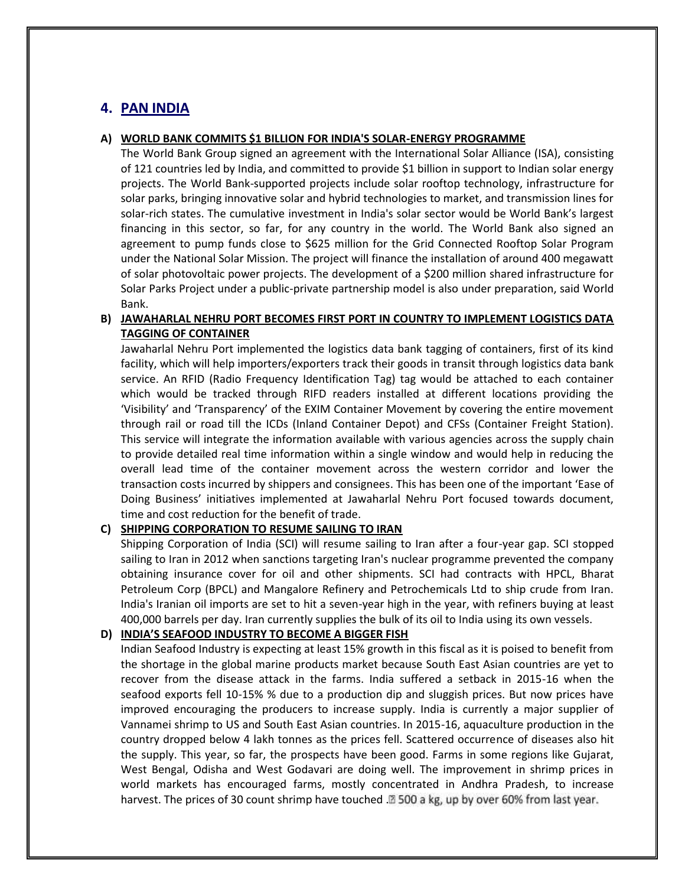## 4. PAN INDIA

### A) WORLD BANK COMMITS $1 BILLION FOR INDIA'S SOLAR-ENERGY PROGRAMME

The World Bank Group signed an agreement with the International Solar Alliance (ISA), consisting of 121 countries led by India, and committed to provide $1 billion in support to Indian solar energy projects. The World Bank-supported projects include solar rooftop technology, infrastructure for solar parks, bringing innovative solar and hybrid technologies to market, and transmission lines for solar-rich states. The cumulative investment in India's solar sector would be World Bank's largest financing in this sector, so far, for any country in the world. The World Bank also signed an agreement to pump funds close to $625 million for the Grid Connected Rooftop Solar Program under the National Solar Mission. The project will finance the installation of around 400 megawatt of solar photovoltaic power projects. The development of a $200 million shared infrastructure for Solar Parks Project under a public-private partnership model is also under preparation, said World Bank.

### B) JAWAHARLAL NEHRU PORT BECOMES FIRST PORT IN COUNTRY TO IMPLEMENT LOGISTICS DATA TAGGING OF CONTAINER

Jawaharlal Nehru Port implemented the logistics data bank tagging of containers, first of its kind facility, which will help importers/exporters track their goods in transit through logistics data bank service. An RFID (Radio Frequency Identification Tag) tag would be attached to each container which would be tracked through RIFD readers installed at different locations providing the 'Visibility' and 'Transparency' of the EXIM Container Movement by covering the entire movement through rail or road till the ICDs (Inland Container Depot) and CFSs (Container Freight Station). This service will integrate the information available with various agencies across the supply chain to provide detailed real time information within a single window and would help in reducing the overall lead time of the container movement across the western corridor and lower the transaction costs incurred by shippers and consignees. This has been one of the important 'Ease of Doing Business' initiatives implemented at Jawaharlal Nehru Port focused towards document, time and cost reduction for the benefit of trade.

### C) SHIPPING CORPORATION TO RESUME SAILING TO IRAN

Shipping Corporation of India (SCI) will resume sailing to Iran after a four-year gap. SCI stopped sailing to Iran in 2012 when sanctions targeting Iran's nuclear programme prevented the company obtaining insurance cover for oil and other shipments. SCI had contracts with HPCL, Bharat Petroleum Corp (BPCL) and Mangalore Refinery and Petrochemicals Ltd to ship crude from Iran. India's Iranian oil imports are set to hit a seven-year high in the year, with refiners buying at least 400,000 barrels per day. Iran currently supplies the bulk of its oil to India using its own vessels.

### D) INDIA'S SEAFOOD INDUSTRY TO BECOME A BIGGER FISH

Indian Seafood Industry is expecting at least 15% growth in this fiscal as it is poised to benefit from the shortage in the global marine products market because South East Asian countries are yet to recover from the disease attack in the farms. India suffered a setback in 2015-16 when the seafood exports fell 10-15% % due to a production dip and sluggish prices. But now prices have improved encouraging the producers to increase supply. India is currently a major supplier of Vannamei shrimp to US and South East Asian countries. In 2015-16, aquaculture production in the country dropped below 4 lakh tonnes as the prices fell. Scattered occurrence of diseases also hit the supply. This year, so far, the prospects have been good. Farms in some regions like Gujarat, West Bengal, Odisha and West Godavari are doing well. The improvement in shrimp prices in world markets has encouraged farms, mostly concentrated in Andhra Pradesh, to increase harvest. The prices of 30 count shrimp have touched .₹ 500 a kg, up by over 60% from last year.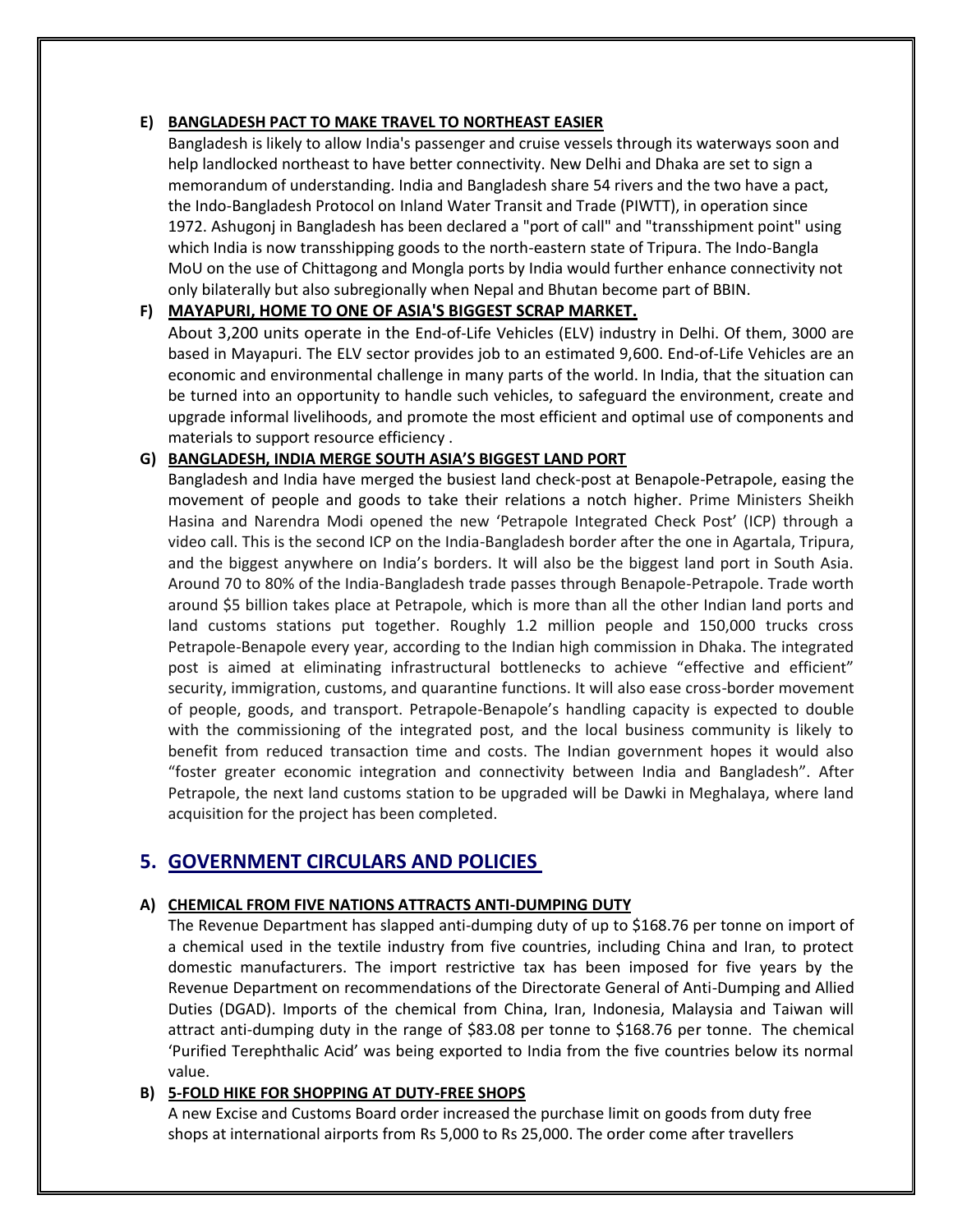### E) BANGLADESH PACT TO MAKE TRAVEL TO NORTHEAST EASIER

Bangladesh is likely to allow India's passenger and cruise vessels through its waterways soon and help landlocked northeast to have better connectivity. New Delhi and Dhaka are set to sign a memorandum of understanding. India and Bangladesh share 54 rivers and the two have a pact, the Indo-Bangladesh Protocol on Inland Water Transit and Trade (PIWTT), in operation since 1972. Ashugonj in Bangladesh has been declared a "port of call" and "transshipment point" using which India is now transshipping goods to the north-eastern state of Tripura. The Indo-Bangla MoU on the use of Chittagong and Mongla ports by India would further enhance connectivity not only bilaterally but also subregionally when Nepal and Bhutan become part of BBIN.

### F) MAYAPURI, HOME TO ONE OF ASIA'S BIGGEST SCRAP MARKET.

About 3,200 units operate in the End-of-Life Vehicles (ELV) industry in Delhi. Of them, 3000 are based in Mayapuri. The ELV sector provides job to an estimated 9,600. End-of-Life Vehicles are an economic and environmental challenge in many parts of the world. In India, that the situation can be turned into an opportunity to handle such vehicles, to safeguard the environment, create and upgrade informal livelihoods, and promote the most efficient and optimal use of components and materials to support resource efficiency .

### G) BANGLADESH, INDIA MERGE SOUTH ASIA'S BIGGEST LAND PORT

Bangladesh and India have merged the busiest land check-post at Benapole-Petrapole, easing the movement of people and goods to take their relations a notch higher. Prime Ministers Sheikh Hasina and Narendra Modi opened the new 'Petrapole Integrated Check Post' (ICP) through a video call. This is the second ICP on the India-Bangladesh border after the one in Agartala, Tripura, and the biggest anywhere on India's borders. It will also be the biggest land port in South Asia. Around 70 to 80% of the India-Bangladesh trade passes through Benapole-Petrapole. Trade worth around $5 billion takes place at Petrapole, which is more than all the other Indian land ports and land customs stations put together. Roughly 1.2 million people and 150,000 trucks cross Petrapole-Benapole every year, according to the Indian high commission in Dhaka. The integrated post is aimed at eliminating infrastructural bottlenecks to achieve "effective and efficient" security, immigration, customs, and quarantine functions. It will also ease cross-border movement of people, goods, and transport. Petrapole-Benapole's handling capacity is expected to double with the commissioning of the integrated post, and the local business community is likely to benefit from reduced transaction time and costs. The Indian government hopes it would also "foster greater economic integration and connectivity between India and Bangladesh". After Petrapole, the next land customs station to be upgraded will be Dawki in Meghalaya, where land acquisition for the project has been completed.

## 5. GOVERNMENT CIRCULARS AND POLICIES

### A) CHEMICAL FROM FIVE NATIONS ATTRACTS ANTI-DUMPING DUTY

The Revenue Department has slapped anti-dumping duty of up to $168.76 per tonne on import of a chemical used in the textile industry from five countries, including China and Iran, to protect domestic manufacturers. The import restrictive tax has been imposed for five years by the Revenue Department on recommendations of the Directorate General of Anti-Dumping and Allied Duties (DGAD). Imports of the chemical from China, Iran, Indonesia, Malaysia and Taiwan will attract anti-dumping duty in the range of $83.08 per tonne to $168.76 per tonne. The chemical 'Purified Terephthalic Acid' was being exported to India from the five countries below its normal value.

### B) 5-FOLD HIKE FOR SHOPPING AT DUTY-FREE SHOPS

A new Excise and Customs Board order increased the purchase limit on goods from duty free shops at international airports from Rs 5,000 to Rs 25,000. The order come after travellers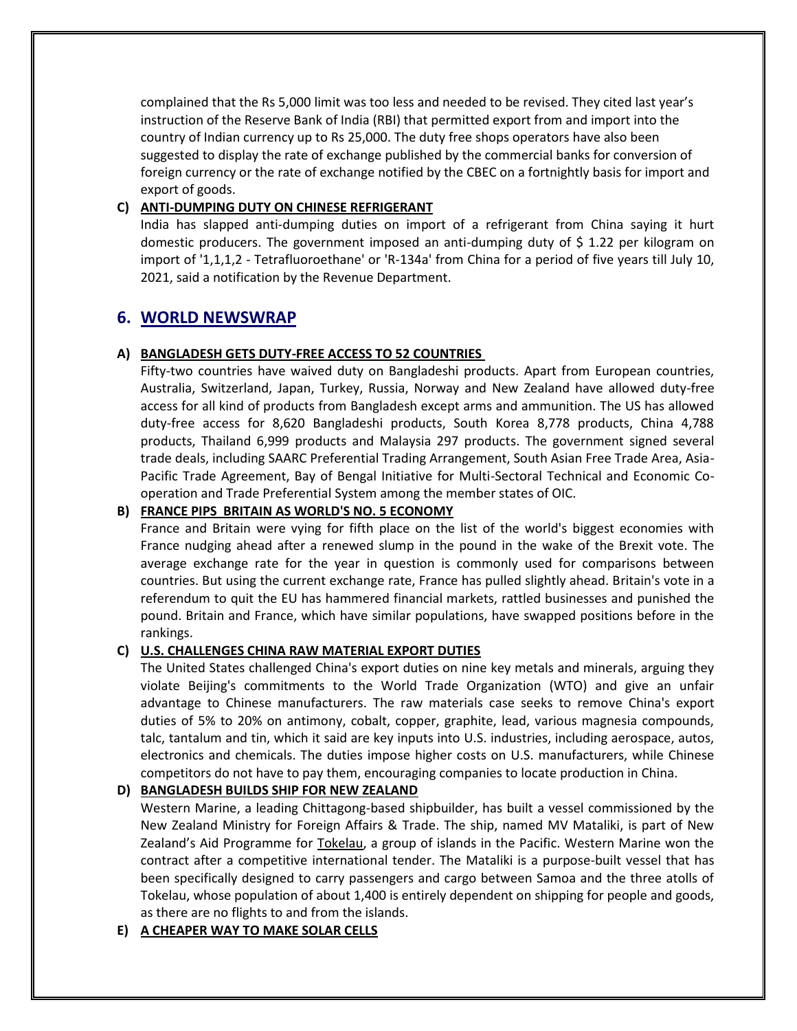complained that the Rs 5,000 limit was too less and needed to be revised. They cited last year's instruction of the Reserve Bank of India (RBI) that permitted export from and import into the country of Indian currency up to Rs 25,000. The duty free shops operators have also been suggested to display the rate of exchange published by the commercial banks for conversion of foreign currency or the rate of exchange notified by the CBEC on a fortnightly basis for import and export of goods.

**C) ANTI-DUMPING DUTY ON CHINESE REFRIGERANT**

India has slapped anti-dumping duties on import of a refrigerant from China saying it hurt domestic producers. The government imposed an anti-dumping duty of $ 1.22 per kilogram on import of '1,1,1,2 - Tetrafluoroethane' or 'R-134a' from China for a period of five years till July 10, 2021, said a notification by the Revenue Department.

## 6. WORLD NEWSWRAP

**A) BANGLADESH GETS DUTY-FREE ACCESS TO 52 COUNTRIES**

Fifty-two countries have waived duty on Bangladeshi products. Apart from European countries, Australia, Switzerland, Japan, Turkey, Russia, Norway and New Zealand have allowed duty-free access for all kind of products from Bangladesh except arms and ammunition. The US has allowed duty-free access for 8,620 Bangladeshi products, South Korea 8,778 products, China 4,788 products, Thailand 6,999 products and Malaysia 297 products. The government signed several trade deals, including SAARC Preferential Trading Arrangement, South Asian Free Trade Area, Asia-Pacific Trade Agreement, Bay of Bengal Initiative for Multi-Sectoral Technical and Economic Co-operation and Trade Preferential System among the member states of OIC.

**B) FRANCE PIPS BRITAIN AS WORLD'S NO. 5 ECONOMY**

France and Britain were vying for fifth place on the list of the world's biggest economies with France nudging ahead after a renewed slump in the pound in the wake of the Brexit vote. The average exchange rate for the year in question is commonly used for comparisons between countries. But using the current exchange rate, France has pulled slightly ahead. Britain's vote in a referendum to quit the EU has hammered financial markets, rattled businesses and punished the pound. Britain and France, which have similar populations, have swapped positions before in the rankings.

**C) U.S. CHALLENGES CHINA RAW MATERIAL EXPORT DUTIES**

The United States challenged China's export duties on nine key metals and minerals, arguing they violate Beijing's commitments to the World Trade Organization (WTO) and give an unfair advantage to Chinese manufacturers. The raw materials case seeks to remove China's export duties of 5% to 20% on antimony, cobalt, copper, graphite, lead, various magnesia compounds, talc, tantalum and tin, which it said are key inputs into U.S. industries, including aerospace, autos, electronics and chemicals. The duties impose higher costs on U.S. manufacturers, while Chinese competitors do not have to pay them, encouraging companies to locate production in China.

**D) BANGLADESH BUILDS SHIP FOR NEW ZEALAND**

Western Marine, a leading Chittagong-based shipbuilder, has built a vessel commissioned by the New Zealand Ministry for Foreign Affairs & Trade. The ship, named MV Mataliki, is part of New Zealand's Aid Programme for Tokelau, a group of islands in the Pacific. Western Marine won the contract after a competitive international tender. The Mataliki is a purpose-built vessel that has been specifically designed to carry passengers and cargo between Samoa and the three atolls of Tokelau, whose population of about 1,400 is entirely dependent on shipping for people and goods, as there are no flights to and from the islands.

**E) A CHEAPER WAY TO MAKE SOLAR CELLS**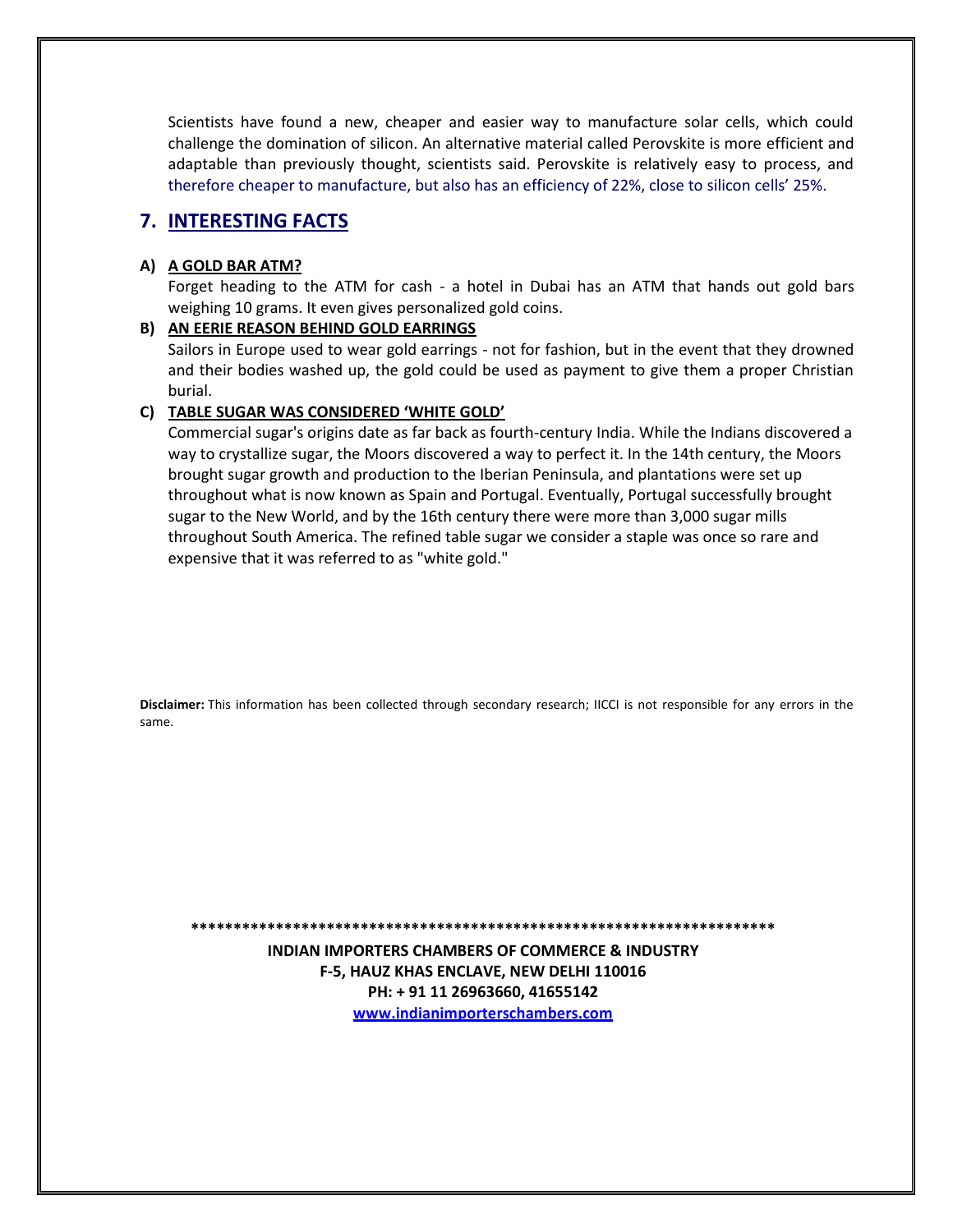Scientists have found a new, cheaper and easier way to manufacture solar cells, which could challenge the domination of silicon. An alternative material called Perovskite is more efficient and adaptable than previously thought, scientists said. Perovskite is relatively easy to process, and therefore cheaper to manufacture, but also has an efficiency of 22%, close to silicon cells' 25%.

## 7. INTERESTING FACTS

### A) A GOLD BAR ATM?

Forget heading to the ATM for cash - a hotel in Dubai has an ATM that hands out gold bars weighing 10 grams. It even gives personalized gold coins.

### B) AN EERIE REASON BEHIND GOLD EARRINGS

Sailors in Europe used to wear gold earrings - not for fashion, but in the event that they drowned and their bodies washed up, the gold could be used as payment to give them a proper Christian burial.

### C) TABLE SUGAR WAS CONSIDERED 'WHITE GOLD'

Commercial sugar's origins date as far back as fourth-century India. While the Indians discovered a way to crystallize sugar, the Moors discovered a way to perfect it. In the 14th century, the Moors brought sugar growth and production to the Iberian Peninsula, and plantations were set up throughout what is now known as Spain and Portugal. Eventually, Portugal successfully brought sugar to the New World, and by the 16th century there were more than 3,000 sugar mills throughout South America. The refined table sugar we consider a staple was once so rare and expensive that it was referred to as "white gold."

**Disclaimer:** This information has been collected through secondary research; IICCI is not responsible for any errors in the same.

**********************************************************************

**INDIAN IMPORTERS CHAMBERS OF COMMERCE & INDUSTRY**
**F-5, HAUZ KHAS ENCLAVE, NEW DELHI 110016**
**PH: + 91 11 26963660, 41655142**
**www.indianimporterschambers.com**